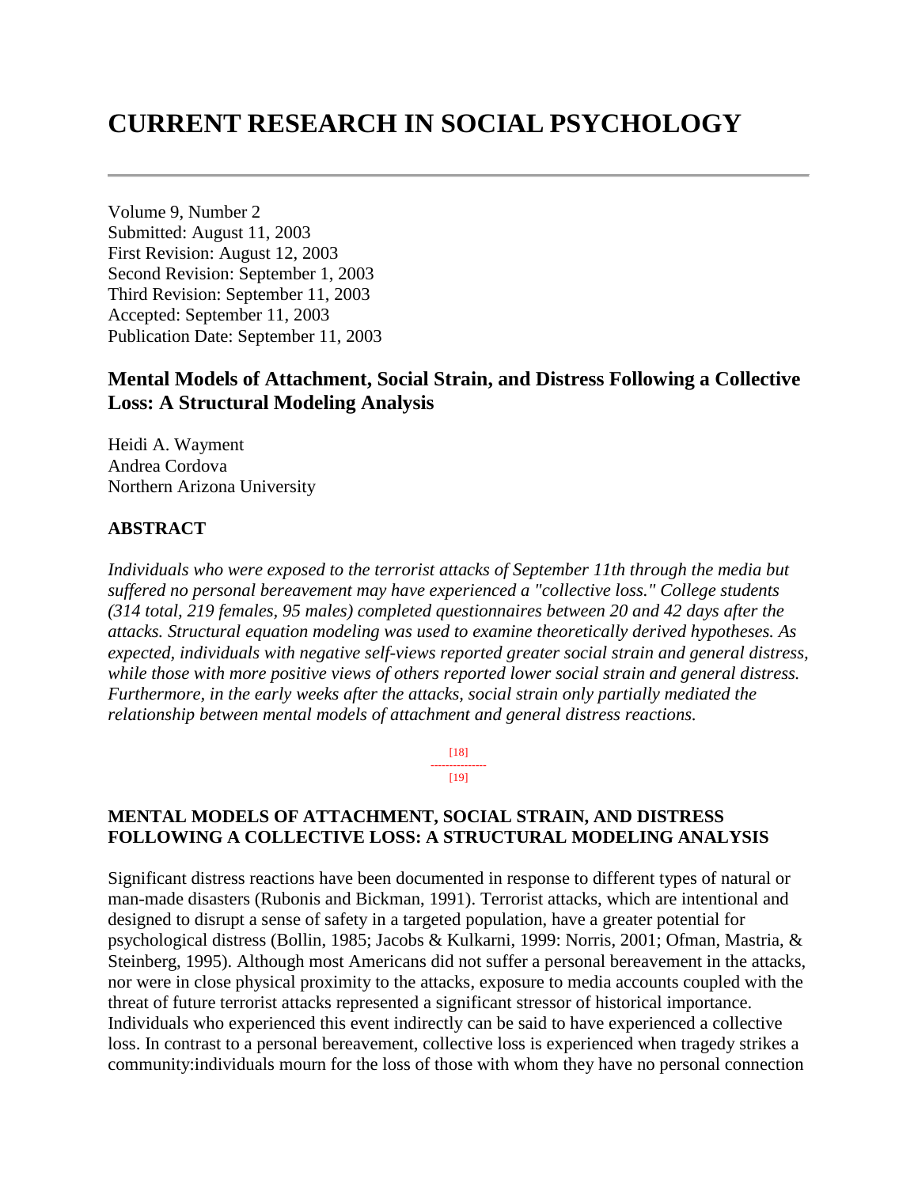# CURRENT RESEARCH IN SOCIAL PSYCHOLOGY

Volume 9, Number 2
Submitted: August 11, 2003
First Revision: August 12, 2003
Second Revision: September 1, 2003
Third Revision: September 11, 2003
Accepted: September 11, 2003
Publication Date: September 11, 2003

## Mental Models of Attachment, Social Strain, and Distress Following a Collective Loss: A Structural Modeling Analysis

Heidi A. Wayment
Andrea Cordova
Northern Arizona University

### ABSTRACT

*Individuals who were exposed to the terrorist attacks of September 11th through the media but suffered no personal bereavement may have experienced a "collective loss." College students (314 total, 219 females, 95 males) completed questionnaires between 20 and 42 days after the attacks. Structural equation modeling was used to examine theoretically derived hypotheses. As expected, individuals with negative self-views reported greater social strain and general distress, while those with more positive views of others reported lower social strain and general distress. Furthermore, in the early weeks after the attacks, social strain only partially mediated the relationship between mental models of attachment and general distress reactions.*

[18]
---------------
[19]

### MENTAL MODELS OF ATTACHMENT, SOCIAL STRAIN, AND DISTRESS FOLLOWING A COLLECTIVE LOSS: A STRUCTURAL MODELING ANALYSIS

Significant distress reactions have been documented in response to different types of natural or man-made disasters (Rubonis and Bickman, 1991). Terrorist attacks, which are intentional and designed to disrupt a sense of safety in a targeted population, have a greater potential for psychological distress (Bollin, 1985; Jacobs & Kulkarni, 1999: Norris, 2001; Ofman, Mastria, & Steinberg, 1995). Although most Americans did not suffer a personal bereavement in the attacks, nor were in close physical proximity to the attacks, exposure to media accounts coupled with the threat of future terrorist attacks represented a significant stressor of historical importance. Individuals who experienced this event indirectly can be said to have experienced a collective loss. In contrast to a personal bereavement, collective loss is experienced when tragedy strikes a community:individuals mourn for the loss of those with whom they have no personal connection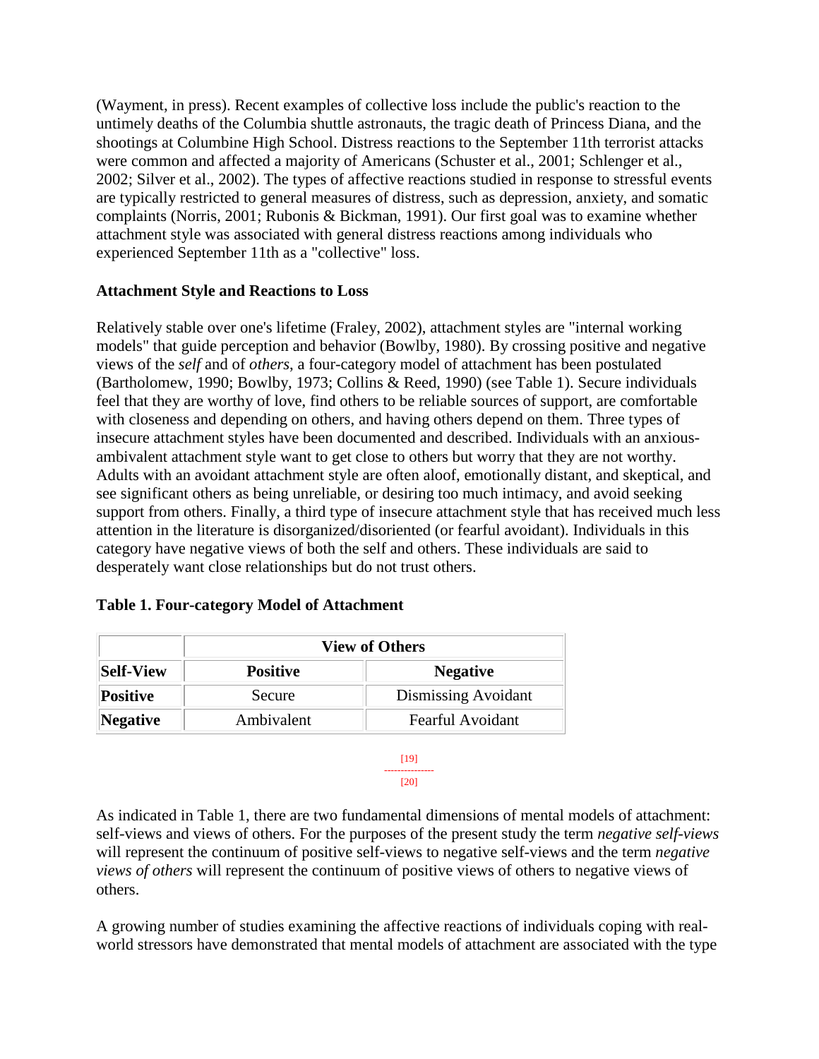(Wayment, in press). Recent examples of collective loss include the public's reaction to the untimely deaths of the Columbia shuttle astronauts, the tragic death of Princess Diana, and the shootings at Columbine High School. Distress reactions to the September 11th terrorist attacks were common and affected a majority of Americans (Schuster et al., 2001; Schlenger et al., 2002; Silver et al., 2002). The types of affective reactions studied in response to stressful events are typically restricted to general measures of distress, such as depression, anxiety, and somatic complaints (Norris, 2001; Rubonis & Bickman, 1991). Our first goal was to examine whether attachment style was associated with general distress reactions among individuals who experienced September 11th as a "collective" loss.

### Attachment Style and Reactions to Loss

Relatively stable over one's lifetime (Fraley, 2002), attachment styles are "internal working models" that guide perception and behavior (Bowlby, 1980). By crossing positive and negative views of the *self* and of *others*, a four-category model of attachment has been postulated (Bartholomew, 1990; Bowlby, 1973; Collins & Reed, 1990) (see Table 1). Secure individuals feel that they are worthy of love, find others to be reliable sources of support, are comfortable with closeness and depending on others, and having others depend on them. Three types of insecure attachment styles have been documented and described. Individuals with an anxious-ambivalent attachment style want to get close to others but worry that they are not worthy. Adults with an avoidant attachment style are often aloof, emotionally distant, and skeptical, and see significant others as being unreliable, or desiring too much intimacy, and avoid seeking support from others. Finally, a third type of insecure attachment style that has received much less attention in the literature is disorganized/disoriented (or fearful avoidant). Individuals in this category have negative views of both the self and others. These individuals are said to desperately want close relationships but do not trust others.

**Table 1. Four-category Model of Attachment**

| | View of Others | |
|---|---|---|
| **Self-View** | **Positive** | **Negative** |
| **Positive** | Secure | Dismissing Avoidant |
| **Negative** | Ambivalent | Fearful Avoidant |

As indicated in Table 1, there are two fundamental dimensions of mental models of attachment: self-views and views of others. For the purposes of the present study the term *negative self-views* will represent the continuum of positive self-views to negative self-views and the term *negative views of others* will represent the continuum of positive views of others to negative views of others.

A growing number of studies examining the affective reactions of individuals coping with real-world stressors have demonstrated that mental models of attachment are associated with the type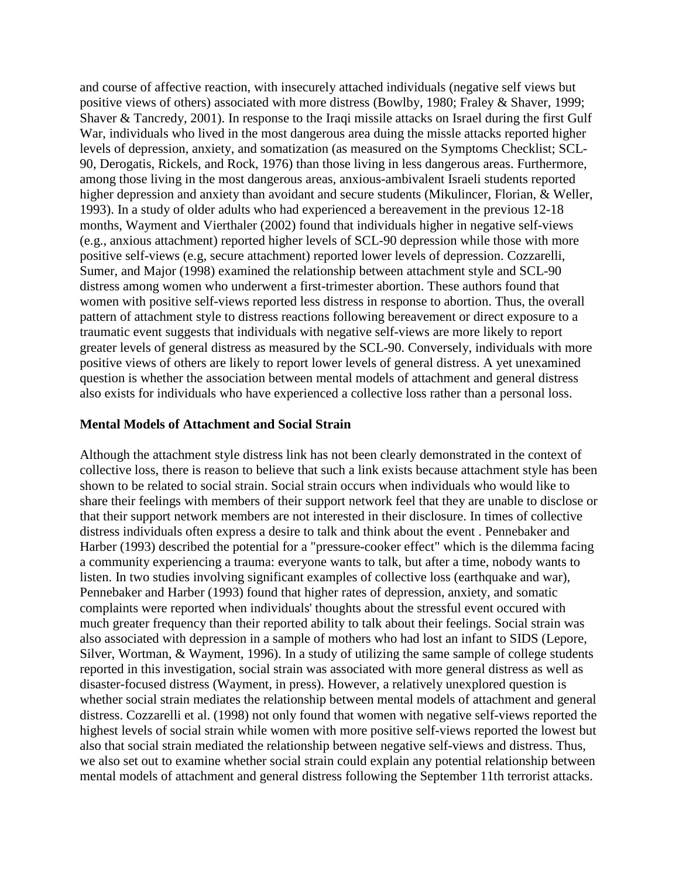and course of affective reaction, with insecurely attached individuals (negative self views but positive views of others) associated with more distress (Bowlby, 1980; Fraley & Shaver, 1999; Shaver & Tancredy, 2001). In response to the Iraqi missile attacks on Israel during the first Gulf War, individuals who lived in the most dangerous area duing the missle attacks reported higher levels of depression, anxiety, and somatization (as measured on the Symptoms Checklist; SCL-90, Derogatis, Rickels, and Rock, 1976) than those living in less dangerous areas. Furthermore, among those living in the most dangerous areas, anxious-ambivalent Israeli students reported higher depression and anxiety than avoidant and secure students (Mikulincer, Florian, & Weller, 1993). In a study of older adults who had experienced a bereavement in the previous 12-18 months, Wayment and Vierthaler (2002) found that individuals higher in negative self-views (e.g., anxious attachment) reported higher levels of SCL-90 depression while those with more positive self-views (e.g, secure attachment) reported lower levels of depression. Cozzarelli, Sumer, and Major (1998) examined the relationship between attachment style and SCL-90 distress among women who underwent a first-trimester abortion. These authors found that women with positive self-views reported less distress in response to abortion. Thus, the overall pattern of attachment style to distress reactions following bereavement or direct exposure to a traumatic event suggests that individuals with negative self-views are more likely to report greater levels of general distress as measured by the SCL-90. Conversely, individuals with more positive views of others are likely to report lower levels of general distress. A yet unexamined question is whether the association between mental models of attachment and general distress also exists for individuals who have experienced a collective loss rather than a personal loss.

**Mental Models of Attachment and Social Strain**

Although the attachment style distress link has not been clearly demonstrated in the context of collective loss, there is reason to believe that such a link exists because attachment style has been shown to be related to social strain. Social strain occurs when individuals who would like to share their feelings with members of their support network feel that they are unable to disclose or that their support network members are not interested in their disclosure. In times of collective distress individuals often express a desire to talk and think about the event . Pennebaker and Harber (1993) described the potential for a "pressure-cooker effect" which is the dilemma facing a community experiencing a trauma: everyone wants to talk, but after a time, nobody wants to listen. In two studies involving significant examples of collective loss (earthquake and war), Pennebaker and Harber (1993) found that higher rates of depression, anxiety, and somatic complaints were reported when individuals' thoughts about the stressful event occured with much greater frequency than their reported ability to talk about their feelings. Social strain was also associated with depression in a sample of mothers who had lost an infant to SIDS (Lepore, Silver, Wortman, & Wayment, 1996). In a study of utilizing the same sample of college students reported in this investigation, social strain was associated with more general distress as well as disaster-focused distress (Wayment, in press). However, a relatively unexplored question is whether social strain mediates the relationship between mental models of attachment and general distress. Cozzarelli et al. (1998) not only found that women with negative self-views reported the highest levels of social strain while women with more positive self-views reported the lowest but also that social strain mediated the relationship between negative self-views and distress. Thus, we also set out to examine whether social strain could explain any potential relationship between mental models of attachment and general distress following the September 11th terrorist attacks.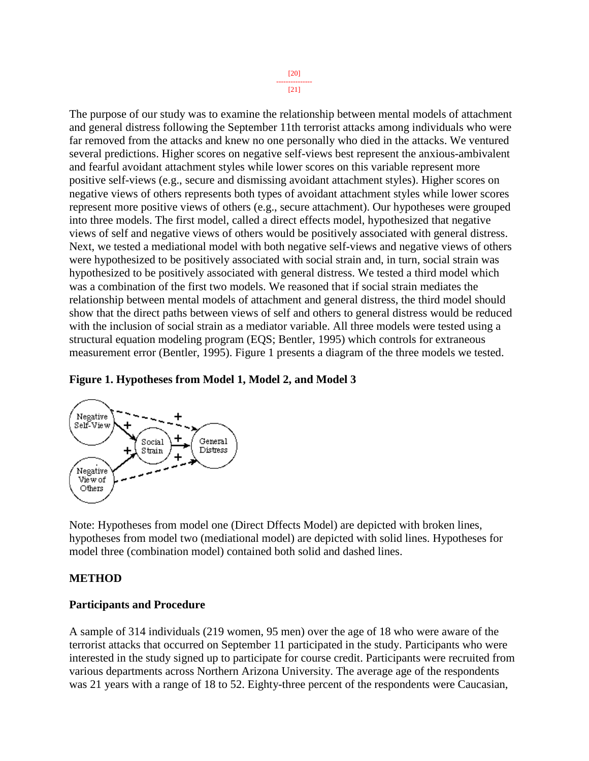[20]
---------------
[21]

The purpose of our study was to examine the relationship between mental models of attachment and general distress following the September 11th terrorist attacks among individuals who were far removed from the attacks and knew no one personally who died in the attacks. We ventured several predictions. Higher scores on negative self-views best represent the anxious-ambivalent and fearful avoidant attachment styles while lower scores on this variable represent more positive self-views (e.g., secure and dismissing avoidant attachment styles). Higher scores on negative views of others represents both types of avoidant attachment styles while lower scores represent more positive views of others (e.g., secure attachment). Our hypotheses were grouped into three models. The first model, called a direct effects model, hypothesized that negative views of self and negative views of others would be positively associated with general distress. Next, we tested a mediational model with both negative self-views and negative views of others were hypothesized to be positively associated with social strain and, in turn, social strain was hypothesized to be positively associated with general distress. We tested a third model which was a combination of the first two models. We reasoned that if social strain mediates the relationship between mental models of attachment and general distress, the third model should show that the direct paths between views of self and others to general distress would be reduced with the inclusion of social strain as a mediator variable. All three models were tested using a structural equation modeling program (EQS; Bentler, 1995) which controls for extraneous measurement error (Bentler, 1995). Figure 1 presents a diagram of the three models we tested.

**Figure 1. Hypotheses from Model 1, Model 2, and Model 3**

Note: Hypotheses from model one (Direct Dffects Model) are depicted with broken lines, hypotheses from model two (mediational model) are depicted with solid lines. Hypotheses for model three (combination model) contained both solid and dashed lines.

## METHOD

### Participants and Procedure

A sample of 314 individuals (219 women, 95 men) over the age of 18 who were aware of the terrorist attacks that occurred on September 11 participated in the study. Participants who were interested in the study signed up to participate for course credit. Participants were recruited from various departments across Northern Arizona University. The average age of the respondents was 21 years with a range of 18 to 52. Eighty-three percent of the respondents were Caucasian,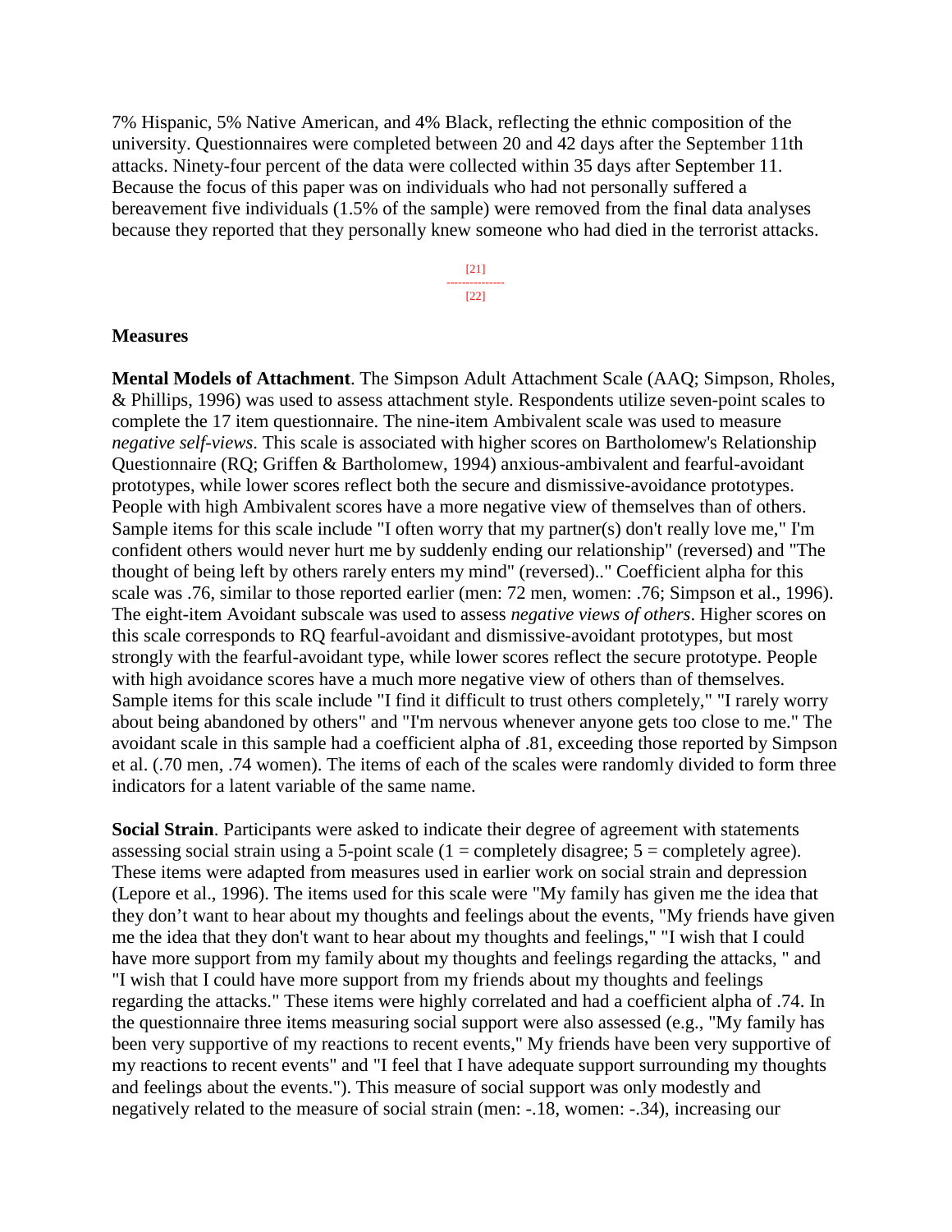7% Hispanic, 5% Native American, and 4% Black, reflecting the ethnic composition of the university. Questionnaires were completed between 20 and 42 days after the September 11th attacks. Ninety-four percent of the data were collected within 35 days after September 11. Because the focus of this paper was on individuals who had not personally suffered a bereavement five individuals (1.5% of the sample) were removed from the final data analyses because they reported that they personally knew someone who had died in the terrorist attacks.

[21]
---------------
[22]

**Measures**

**Mental Models of Attachment**. The Simpson Adult Attachment Scale (AAQ; Simpson, Rholes, & Phillips, 1996) was used to assess attachment style. Respondents utilize seven-point scales to complete the 17 item questionnaire. The nine-item Ambivalent scale was used to measure *negative self-views*. This scale is associated with higher scores on Bartholomew's Relationship Questionnaire (RQ; Griffen & Bartholomew, 1994) anxious-ambivalent and fearful-avoidant prototypes, while lower scores reflect both the secure and dismissive-avoidance prototypes. People with high Ambivalent scores have a more negative view of themselves than of others. Sample items for this scale include "I often worry that my partner(s) don't really love me," I'm confident others would never hurt me by suddenly ending our relationship" (reversed) and "The thought of being left by others rarely enters my mind" (reversed).." Coefficient alpha for this scale was .76, similar to those reported earlier (men: 72 men, women: .76; Simpson et al., 1996). The eight-item Avoidant subscale was used to assess *negative views of others*. Higher scores on this scale corresponds to RQ fearful-avoidant and dismissive-avoidant prototypes, but most strongly with the fearful-avoidant type, while lower scores reflect the secure prototype. People with high avoidance scores have a much more negative view of others than of themselves. Sample items for this scale include "I find it difficult to trust others completely," "I rarely worry about being abandoned by others" and "I'm nervous whenever anyone gets too close to me." The avoidant scale in this sample had a coefficient alpha of .81, exceeding those reported by Simpson et al. (.70 men, .74 women). The items of each of the scales were randomly divided to form three indicators for a latent variable of the same name.

**Social Strain**. Participants were asked to indicate their degree of agreement with statements assessing social strain using a 5-point scale (1 = completely disagree; 5 = completely agree). These items were adapted from measures used in earlier work on social strain and depression (Lepore et al., 1996). The items used for this scale were "My family has given me the idea that they don't want to hear about my thoughts and feelings about the events, "My friends have given me the idea that they don't want to hear about my thoughts and feelings," "I wish that I could have more support from my family about my thoughts and feelings regarding the attacks, " and "I wish that I could have more support from my friends about my thoughts and feelings regarding the attacks." These items were highly correlated and had a coefficient alpha of .74. In the questionnaire three items measuring social support were also assessed (e.g., "My family has been very supportive of my reactions to recent events," My friends have been very supportive of my reactions to recent events" and "I feel that I have adequate support surrounding my thoughts and feelings about the events."). This measure of social support was only modestly and negatively related to the measure of social strain (men: -.18, women: -.34), increasing our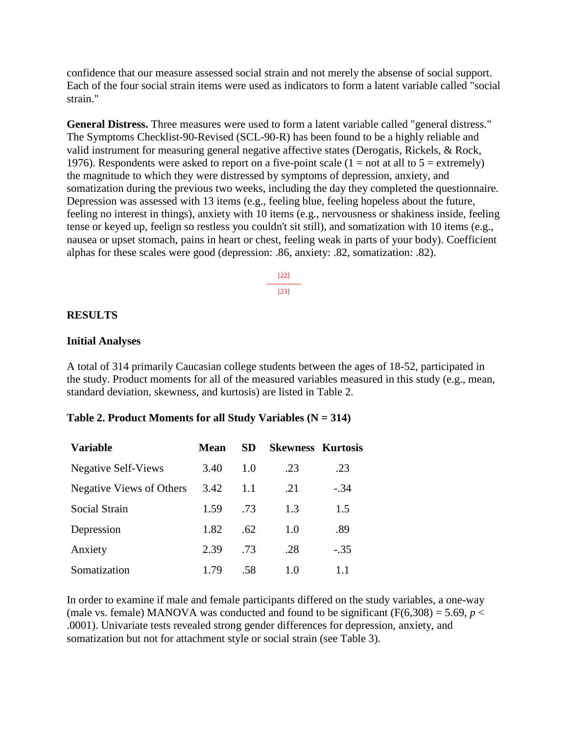confidence that our measure assessed social strain and not merely the absense of social support. Each of the four social strain items were used as indicators to form a latent variable called "social strain."

**General Distress.** Three measures were used to form a latent variable called "general distress." The Symptoms Checklist-90-Revised (SCL-90-R) has been found to be a highly reliable and valid instrument for measuring general negative affective states (Derogatis, Rickels, & Rock, 1976). Respondents were asked to report on a five-point scale (1 = not at all to 5 = extremely) the magnitude to which they were distressed by symptoms of depression, anxiety, and somatization during the previous two weeks, including the day they completed the questionnaire. Depression was assessed with 13 items (e.g., feeling blue, feeling hopeless about the future, feeling no interest in things), anxiety with 10 items (e.g., nervousness or shakiness inside, feeling tense or keyed up, feelign so restless you couldn't sit still), and somatization with 10 items (e.g., nausea or upset stomach, pains in heart or chest, feeling weak in parts of your body). Coefficient alphas for these scales were good (depression: .86, anxiety: .82, somatization: .82).

[22]
---------------
[23]

## RESULTS

### Initial Analyses

A total of 314 primarily Caucasian college students between the ages of 18-52, participated in the study. Product moments for all of the measured variables measured in this study (e.g., mean, standard deviation, skewness, and kurtosis) are listed in Table 2.

**Table 2. Product Moments for all Study Variables (N = 314)**

| Variable | Mean | SD | Skewness | Kurtosis |
|---|---|---|---|---|
| Negative Self-Views | 3.40 | 1.0 | .23 | .23 |
| Negative Views of Others | 3.42 | 1.1 | .21 | -.34 |
| Social Strain | 1.59 | .73 | 1.3 | 1.5 |
| Depression | 1.82 | .62 | 1.0 | .89 |
| Anxiety | 2.39 | .73 | .28 | -.35 |
| Somatization | 1.79 | .58 | 1.0 | 1.1 |

In order to examine if male and female participants differed on the study variables, a one-way (male vs. female) MANOVA was conducted and found to be significant ($F(6,308) = 5.69$, $p < .0001$). Univariate tests revealed strong gender differences for depression, anxiety, and somatization but not for attachment style or social strain (see Table 3).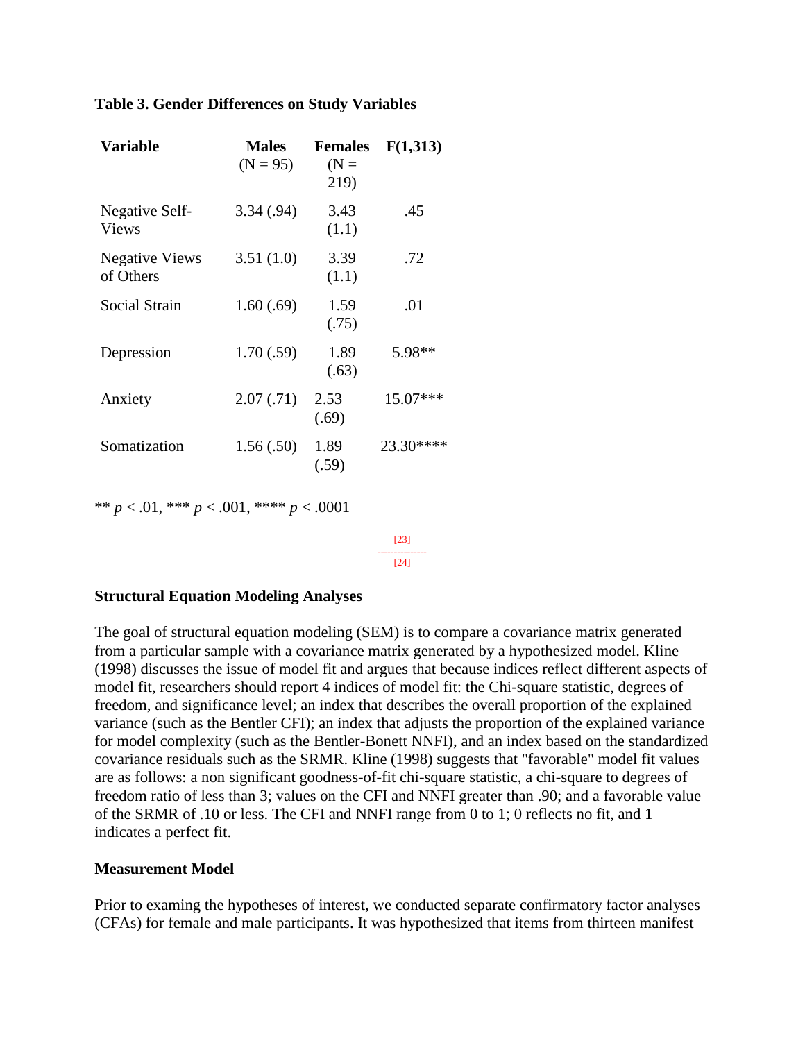**Table 3. Gender Differences on Study Variables**

| Variable | Males (N = 95) | Females (N = 219) | F(1,313) |
| --- | --- | --- | --- |
| Negative Self-Views | 3.34 (.94) | 3.43 (1.1) | .45 |
| Negative Views of Others | 3.51 (1.0) | 3.39 (1.1) | .72 |
| Social Strain | 1.60 (.69) | 1.59 (.75) | .01 |
| Depression | 1.70 (.59) | 1.89 (.63) | 5.98** |
| Anxiety | 2.07 (.71) | 2.53 (.69) | 15.07*** |
| Somatization | 1.56 (.50) | 1.89 (.59) | 23.30**** |

** *p* < .01, *** *p* < .001, **** *p* < .0001

[23]

[24]

**Structural Equation Modeling Analyses**

The goal of structural equation modeling (SEM) is to compare a covariance matrix generated from a particular sample with a covariance matrix generated by a hypothesized model. Kline (1998) discusses the issue of model fit and argues that because indices reflect different aspects of model fit, researchers should report 4 indices of model fit: the Chi-square statistic, degrees of freedom, and significance level; an index that describes the overall proportion of the explained variance (such as the Bentler CFI); an index that adjusts the proportion of the explained variance for model complexity (such as the Bentler-Bonett NNFI), and an index based on the standardized covariance residuals such as the SRMR. Kline (1998) suggests that "favorable" model fit values are as follows: a non significant goodness-of-fit chi-square statistic, a chi-square to degrees of freedom ratio of less than 3; values on the CFI and NNFI greater than .90; and a favorable value of the SRMR of .10 or less. The CFI and NNFI range from 0 to 1; 0 reflects no fit, and 1 indicates a perfect fit.

**Measurement Model**

Prior to examing the hypotheses of interest, we conducted separate confirmatory factor analyses (CFAs) for female and male participants. It was hypothesized that items from thirteen manifest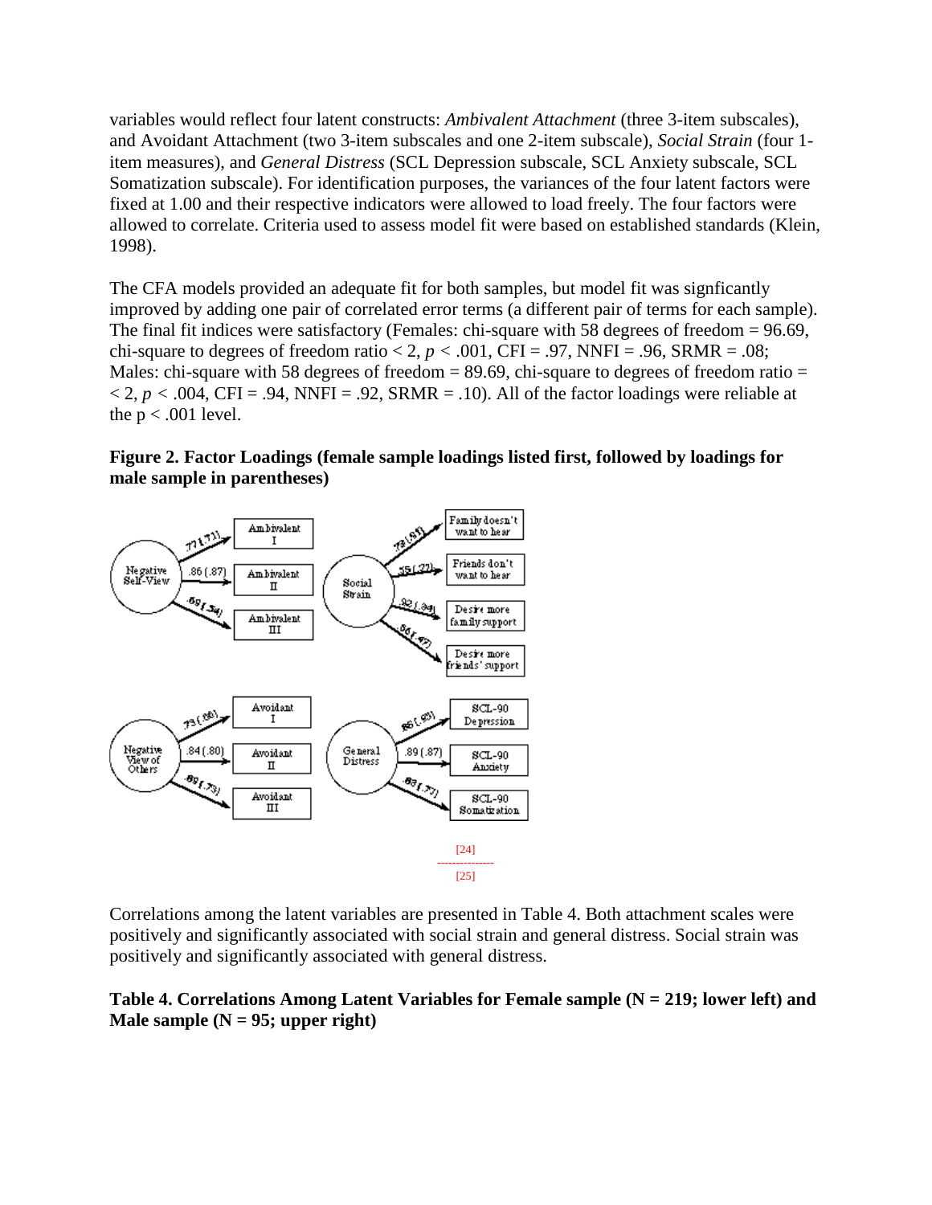variables would reflect four latent constructs: *Ambivalent Attachment* (three 3-item subscales), and Avoidant Attachment (two 3-item subscales and one 2-item subscale), *Social Strain* (four 1-item measures), and *General Distress* (SCL Depression subscale, SCL Anxiety subscale, SCL Somatization subscale). For identification purposes, the variances of the four latent factors were fixed at 1.00 and their respective indicators were allowed to load freely. The four factors were allowed to correlate. Criteria used to assess model fit were based on established standards (Klein, 1998).

The CFA models provided an adequate fit for both samples, but model fit was signficantly improved by adding one pair of correlated error terms (a different pair of terms for each sample). The final fit indices were satisfactory (Females: chi-square with 58 degrees of freedom = 96.69, chi-square to degrees of freedom ratio < 2, *p* < .001, CFI = .97, NNFI = .96, SRMR = .08; Males: chi-square with 58 degrees of freedom = 89.69, chi-square to degrees of freedom ratio = < 2, *p* < .004, CFI = .94, NNFI = .92, SRMR = .10). All of the factor loadings were reliable at the p < .001 level.

**Figure 2. Factor Loadings (female sample loadings listed first, followed by loadings for male sample in parentheses)**

[24]
[25]

Correlations among the latent variables are presented in Table 4. Both attachment scales were positively and significantly associated with social strain and general distress. Social strain was positively and significantly associated with general distress.

**Table 4. Correlations Among Latent Variables for Female sample (N = 219; lower left) and Male sample (N = 95; upper right)**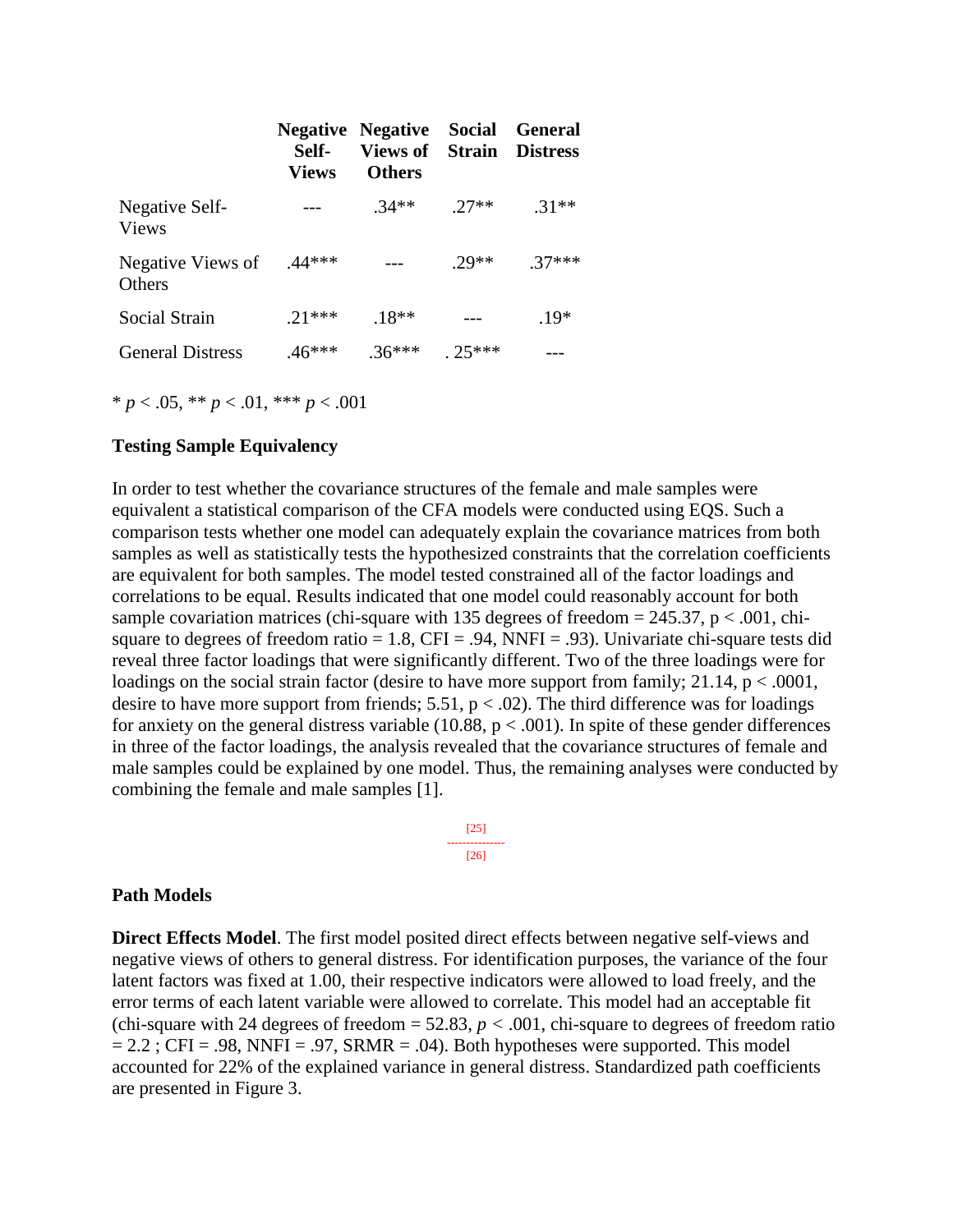| | Negative Self-Views | Negative Views of Others | Social Strain | General Distress |
|---|---|---|---|---|
| Negative Self-Views | --- | .34** | .27** | .31** |
| Negative Views of Others | .44*** | --- | .29** | .37*** |
| Social Strain | .21*** | .18** | --- | .19* |
| General Distress | .46*** | .36*** | . 25*** | --- |

* $p < .05$, ** $p < .01$, *** $p < .001$

**Testing Sample Equivalency**

In order to test whether the covariance structures of the female and male samples were equivalent a statistical comparison of the CFA models were conducted using EQS. Such a comparison tests whether one model can adequately explain the covariance matrices from both samples as well as statistically tests the hypothesized constraints that the correlation coefficients are equivalent for both samples. The model tested constrained all of the factor loadings and correlations to be equal. Results indicated that one model could reasonably account for both sample covariation matrices (chi-square with 135 degrees of freedom = 245.37, p < .001, chi-square to degrees of freedom ratio = 1.8, CFI = .94, NNFI = .93). Univariate chi-square tests did reveal three factor loadings that were significantly different. Two of the three loadings were for loadings on the social strain factor (desire to have more support from family; 21.14, p < .0001, desire to have more support from friends; 5.51, p < .02). The third difference was for loadings for anxiety on the general distress variable (10.88, p < .001). In spite of these gender differences in three of the factor loadings, the analysis revealed that the covariance structures of female and male samples could be explained by one model. Thus, the remaining analyses were conducted by combining the female and male samples [1].

[25]

[26]

**Path Models**

**Direct Effects Model**. The first model posited direct effects between negative self-views and negative views of others to general distress. For identification purposes, the variance of the four latent factors was fixed at 1.00, their respective indicators were allowed to load freely, and the error terms of each latent variable were allowed to correlate. This model had an acceptable fit (chi-square with 24 degrees of freedom = 52.83, $p < .001$, chi-square to degrees of freedom ratio = 2.2 ; CFI = .98, NNFI = .97, SRMR = .04). Both hypotheses were supported. This model accounted for 22% of the explained variance in general distress. Standardized path coefficients are presented in Figure 3.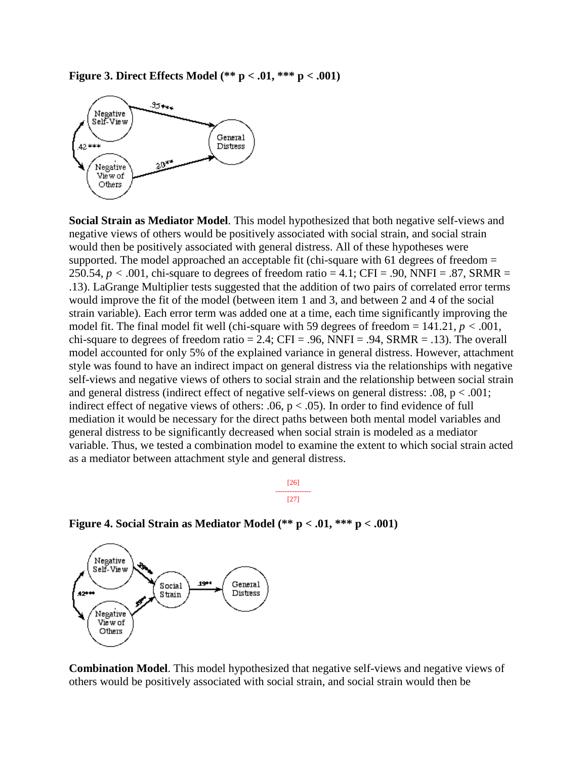**Figure 3. Direct Effects Model (** p < .01, *** p < .001)**

**Social Strain as Mediator Model**. This model hypothesized that both negative self-views and negative views of others would be positively associated with social strain, and social strain would then be positively associated with general distress. All of these hypotheses were supported. The model approached an acceptable fit (chi-square with 61 degrees of freedom = 250.54, $p < .001$, chi-square to degrees of freedom ratio = 4.1; CFI = .90, NNFI = .87, SRMR = .13). LaGrange Multiplier tests suggested that the addition of two pairs of correlated error terms would improve the fit of the model (between item 1 and 3, and between 2 and 4 of the social strain variable). Each error term was added one at a time, each time significantly improving the model fit. The final model fit well (chi-square with 59 degrees of freedom = 141.21, $p < .001$, chi-square to degrees of freedom ratio = 2.4; CFI = .96, NNFI = .94, SRMR = .13). The overall model accounted for only 5% of the explained variance in general distress. However, attachment style was found to have an indirect impact on general distress via the relationships with negative self-views and negative views of others to social strain and the relationship between social strain and general distress (indirect effect of negative self-views on general distress: .08, $p < .001$; indirect effect of negative views of others: .06, $p < .05$). In order to find evidence of full mediation it would be necessary for the direct paths between both mental model variables and general distress to be significantly decreased when social strain is modeled as a mediator variable. Thus, we tested a combination model to examine the extent to which social strain acted as a mediator between attachment style and general distress.

**Figure 4. Social Strain as Mediator Model (** p < .01, *** p < .001)**

**Combination Model**. This model hypothesized that negative self-views and negative views of others would be positively associated with social strain, and social strain would then be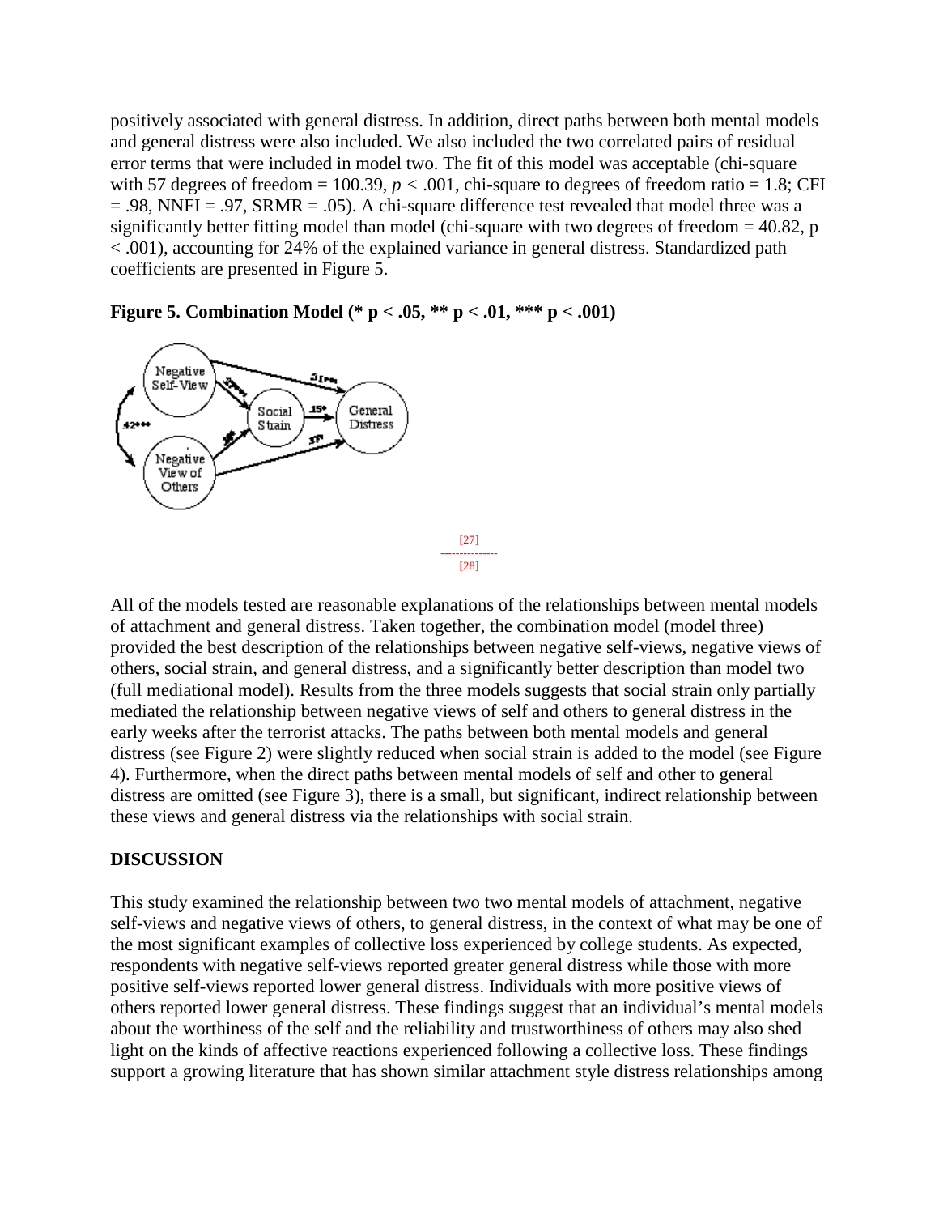positively associated with general distress. In addition, direct paths between both mental models and general distress were also included. We also included the two correlated pairs of residual error terms that were included in model two. The fit of this model was acceptable (chi-square with 57 degrees of freedom = 100.39, $p < .001$, chi-square to degrees of freedom ratio = 1.8; CFI = .98, NNFI = .97, SRMR = .05). A chi-square difference test revealed that model three was a significantly better fitting model than model (chi-square with two degrees of freedom = 40.82, p < .001), accounting for 24% of the explained variance in general distress. Standardized path coefficients are presented in Figure 5.

**Figure 5. Combination Model (* p < .05, ** p < .01, *** p < .001)**

[27]

[28]

All of the models tested are reasonable explanations of the relationships between mental models of attachment and general distress. Taken together, the combination model (model three) provided the best description of the relationships between negative self-views, negative views of others, social strain, and general distress, and a significantly better description than model two (full mediational model). Results from the three models suggests that social strain only partially mediated the relationship between negative views of self and others to general distress in the early weeks after the terrorist attacks. The paths between both mental models and general distress (see Figure 2) were slightly reduced when social strain is added to the model (see Figure 4). Furthermore, when the direct paths between mental models of self and other to general distress are omitted (see Figure 3), there is a small, but significant, indirect relationship between these views and general distress via the relationships with social strain.

## DISCUSSION

This study examined the relationship between two two mental models of attachment, negative self-views and negative views of others, to general distress, in the context of what may be one of the most significant examples of collective loss experienced by college students. As expected, respondents with negative self-views reported greater general distress while those with more positive self-views reported lower general distress. Individuals with more positive views of others reported lower general distress. These findings suggest that an individual's mental models about the worthiness of the self and the reliability and trustworthiness of others may also shed light on the kinds of affective reactions experienced following a collective loss. These findings support a growing literature that has shown similar attachment style distress relationships among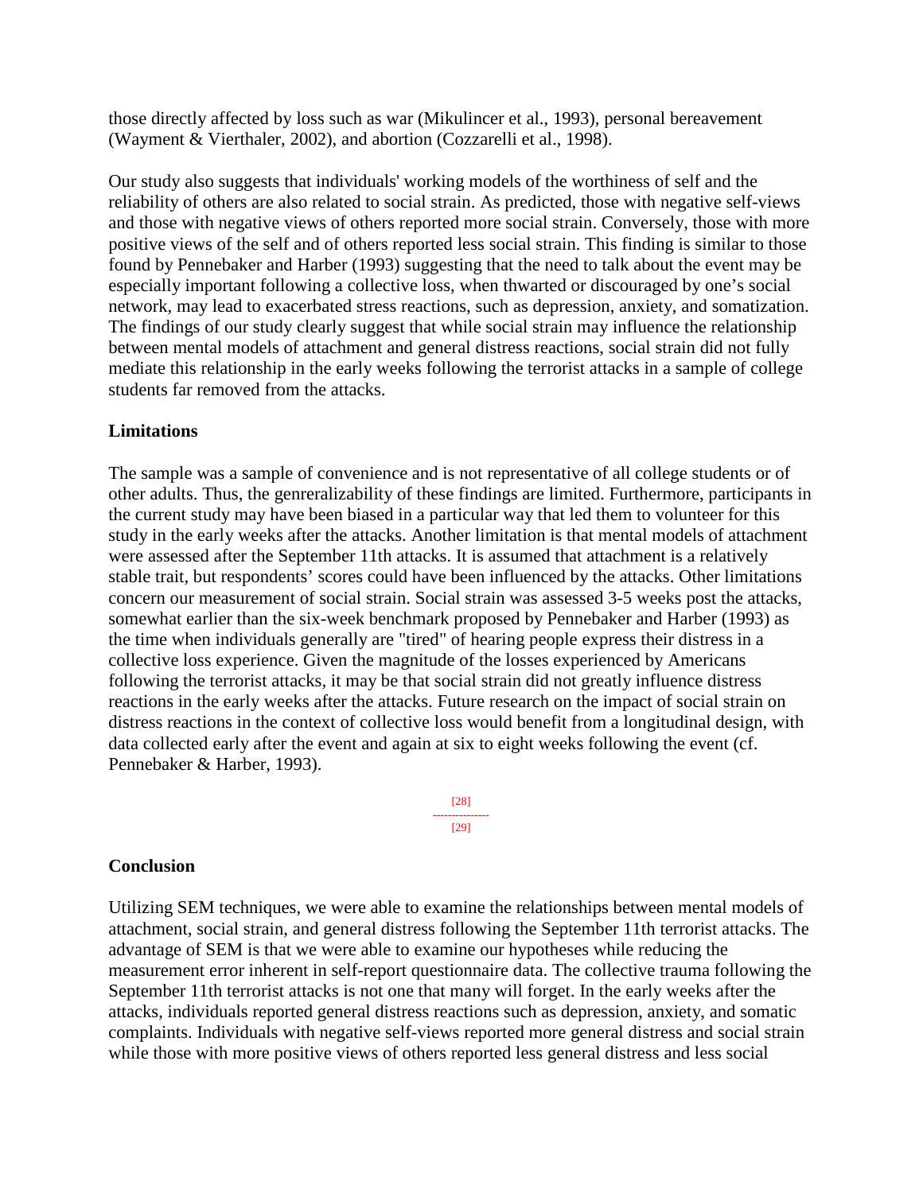those directly affected by loss such as war (Mikulincer et al., 1993), personal bereavement (Wayment & Vierthaler, 2002), and abortion (Cozzarelli et al., 1998).

Our study also suggests that individuals' working models of the worthiness of self and the reliability of others are also related to social strain. As predicted, those with negative self-views and those with negative views of others reported more social strain. Conversely, those with more positive views of the self and of others reported less social strain. This finding is similar to those found by Pennebaker and Harber (1993) suggesting that the need to talk about the event may be especially important following a collective loss, when thwarted or discouraged by one's social network, may lead to exacerbated stress reactions, such as depression, anxiety, and somatization. The findings of our study clearly suggest that while social strain may influence the relationship between mental models of attachment and general distress reactions, social strain did not fully mediate this relationship in the early weeks following the terrorist attacks in a sample of college students far removed from the attacks.

### Limitations

The sample was a sample of convenience and is not representative of all college students or of other adults. Thus, the genreralizability of these findings are limited. Furthermore, participants in the current study may have been biased in a particular way that led them to volunteer for this study in the early weeks after the attacks. Another limitation is that mental models of attachment were assessed after the September 11th attacks. It is assumed that attachment is a relatively stable trait, but respondents' scores could have been influenced by the attacks. Other limitations concern our measurement of social strain. Social strain was assessed 3-5 weeks post the attacks, somewhat earlier than the six-week benchmark proposed by Pennebaker and Harber (1993) as the time when individuals generally are "tired" of hearing people express their distress in a collective loss experience. Given the magnitude of the losses experienced by Americans following the terrorist attacks, it may be that social strain did not greatly influence distress reactions in the early weeks after the attacks. Future research on the impact of social strain on distress reactions in the context of collective loss would benefit from a longitudinal design, with data collected early after the event and again at six to eight weeks following the event (cf. Pennebaker & Harber, 1993).

[28]
---------------
[29]

### Conclusion

Utilizing SEM techniques, we were able to examine the relationships between mental models of attachment, social strain, and general distress following the September 11th terrorist attacks. The advantage of SEM is that we were able to examine our hypotheses while reducing the measurement error inherent in self-report questionnaire data. The collective trauma following the September 11th terrorist attacks is not one that many will forget. In the early weeks after the attacks, individuals reported general distress reactions such as depression, anxiety, and somatic complaints. Individuals with negative self-views reported more general distress and social strain while those with more positive views of others reported less general distress and less social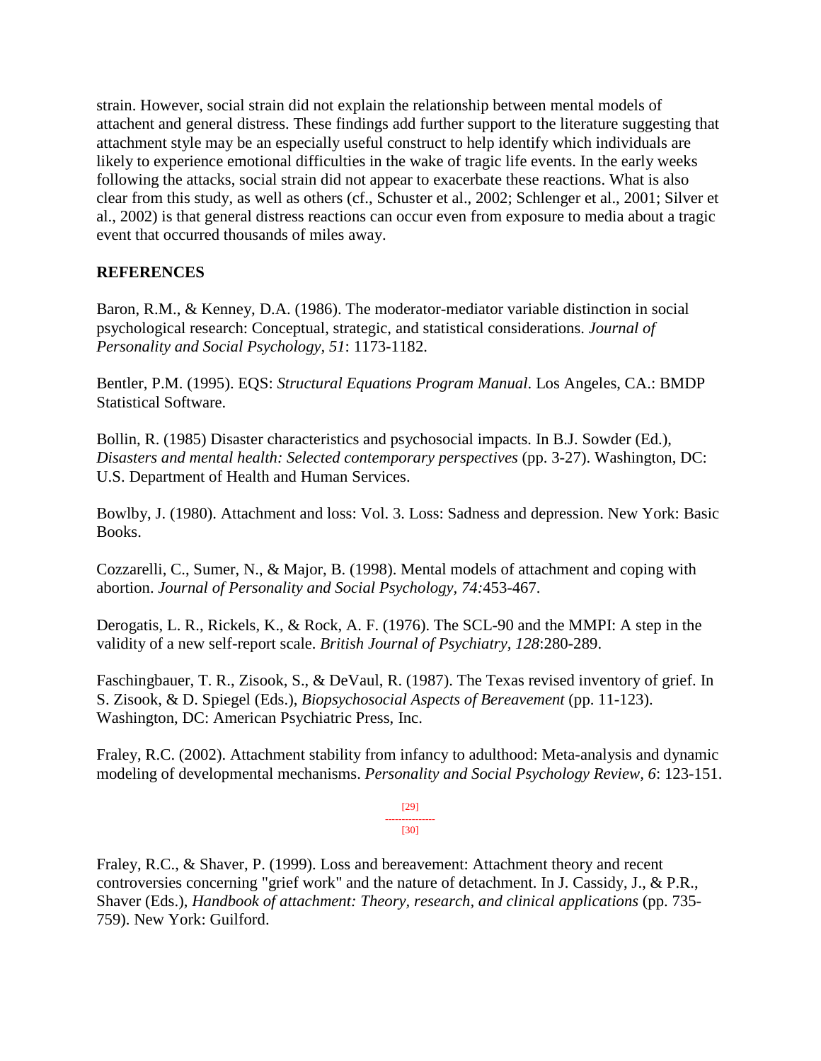strain. However, social strain did not explain the relationship between mental models of attachent and general distress. These findings add further support to the literature suggesting that attachment style may be an especially useful construct to help identify which individuals are likely to experience emotional difficulties in the wake of tragic life events. In the early weeks following the attacks, social strain did not appear to exacerbate these reactions. What is also clear from this study, as well as others (cf., Schuster et al., 2002; Schlenger et al., 2001; Silver et al., 2002) is that general distress reactions can occur even from exposure to media about a tragic event that occurred thousands of miles away.

## REFERENCES

Baron, R.M., & Kenney, D.A. (1986). The moderator-mediator variable distinction in social psychological research: Conceptual, strategic, and statistical considerations. *Journal of Personality and Social Psychology, 51*: 1173-1182.

Bentler, P.M. (1995). EQS: *Structural Equations Program Manual*. Los Angeles, CA.: BMDP Statistical Software.

Bollin, R. (1985) Disaster characteristics and psychosocial impacts. In B.J. Sowder (Ed.), *Disasters and mental health: Selected contemporary perspectives* (pp. 3-27). Washington, DC: U.S. Department of Health and Human Services.

Bowlby, J. (1980). Attachment and loss: Vol. 3. Loss: Sadness and depression. New York: Basic Books.

Cozzarelli, C., Sumer, N., & Major, B. (1998). Mental models of attachment and coping with abortion. *Journal of Personality and Social Psychology, 74:*453-467.

Derogatis, L. R., Rickels, K., & Rock, A. F. (1976). The SCL-90 and the MMPI: A step in the validity of a new self-report scale. *British Journal of Psychiatry, 128*:280-289.

Faschingbauer, T. R., Zisook, S., & DeVaul, R. (1987). The Texas revised inventory of grief. In S. Zisook, & D. Spiegel (Eds.), *Biopsychosocial Aspects of Bereavement* (pp. 11-123). Washington, DC: American Psychiatric Press, Inc.

Fraley, R.C. (2002). Attachment stability from infancy to adulthood: Meta-analysis and dynamic modeling of developmental mechanisms. *Personality and Social Psychology Review, 6*: 123-151.

Fraley, R.C., & Shaver, P. (1999). Loss and bereavement: Attachment theory and recent controversies concerning "grief work" and the nature of detachment. In J. Cassidy, J., & P.R., Shaver (Eds.), *Handbook of attachment: Theory, research, and clinical applications* (pp. 735-759). New York: Guilford.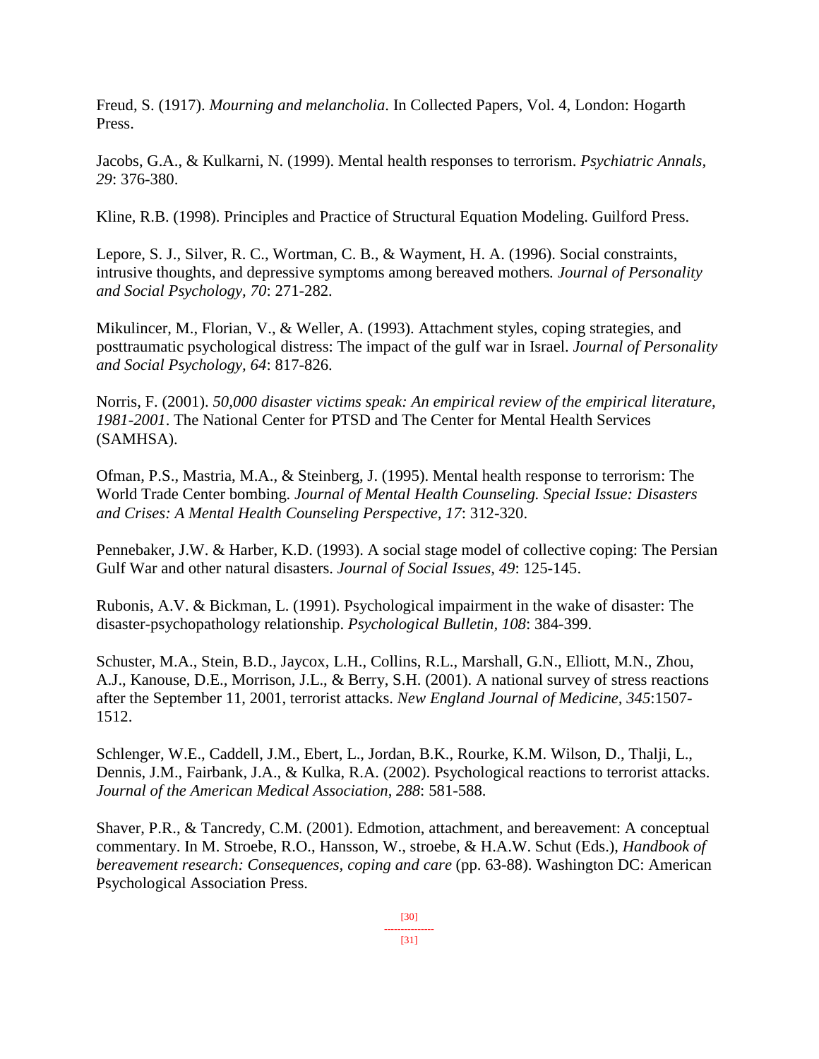Freud, S. (1917). *Mourning and melancholia*. In Collected Papers, Vol. 4, London: Hogarth Press.

Jacobs, G.A., & Kulkarni, N. (1999). Mental health responses to terrorism. *Psychiatric Annals, 29*: 376-380.

Kline, R.B. (1998). Principles and Practice of Structural Equation Modeling. Guilford Press.

Lepore, S. J., Silver, R. C., Wortman, C. B., & Wayment, H. A. (1996). Social constraints, intrusive thoughts, and depressive symptoms among bereaved mothers*. Journal of Personality and Social Psychology, 70*: 271-282.

Mikulincer, M., Florian, V., & Weller, A. (1993). Attachment styles, coping strategies, and posttraumatic psychological distress: The impact of the gulf war in Israel. *Journal of Personality and Social Psychology, 64*: 817-826.

Norris, F. (2001). *50,000 disaster victims speak: An empirical review of the empirical literature, 1981-2001*. The National Center for PTSD and The Center for Mental Health Services (SAMHSA).

Ofman, P.S., Mastria, M.A., & Steinberg, J. (1995). Mental health response to terrorism: The World Trade Center bombing. *Journal of Mental Health Counseling. Special Issue: Disasters and Crises: A Mental Health Counseling Perspective, 17*: 312-320.

Pennebaker, J.W. & Harber, K.D. (1993). A social stage model of collective coping: The Persian Gulf War and other natural disasters. *Journal of Social Issues, 49*: 125-145.

Rubonis, A.V. & Bickman, L. (1991). Psychological impairment in the wake of disaster: The disaster-psychopathology relationship. *Psychological Bulletin, 108*: 384-399.

Schuster, M.A., Stein, B.D., Jaycox, L.H., Collins, R.L., Marshall, G.N., Elliott, M.N., Zhou, A.J., Kanouse, D.E., Morrison, J.L., & Berry, S.H. (2001). A national survey of stress reactions after the September 11, 2001, terrorist attacks. *New England Journal of Medicine, 345*:1507-1512.

Schlenger, W.E., Caddell, J.M., Ebert, L., Jordan, B.K., Rourke, K.M. Wilson, D., Thalji, L., Dennis, J.M., Fairbank, J.A., & Kulka, R.A. (2002). Psychological reactions to terrorist attacks. *Journal of the American Medical Association*, *288*: 581-588.

Shaver, P.R., & Tancredy, C.M. (2001). Edmotion, attachment, and bereavement: A conceptual commentary. In M. Stroebe, R.O., Hansson, W., stroebe, & H.A.W. Schut (Eds.), *Handbook of bereavement research: Consequences, coping and care* (pp. 63-88). Washington DC: American Psychological Association Press.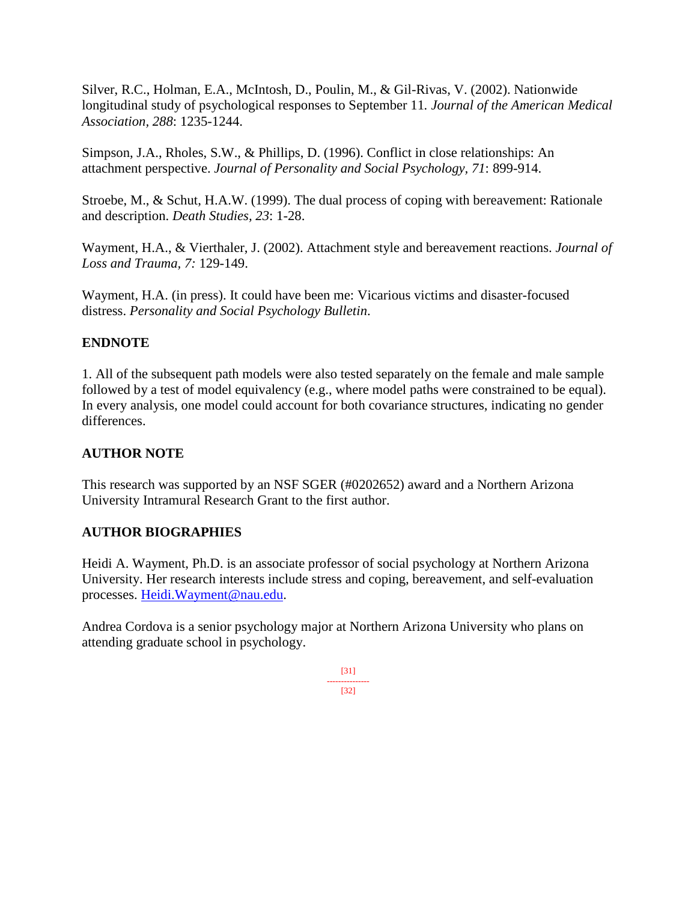Silver, R.C., Holman, E.A., McIntosh, D., Poulin, M., & Gil-Rivas, V. (2002). Nationwide longitudinal study of psychological responses to September 11. *Journal of the American Medical Association, 288*: 1235-1244.

Simpson, J.A., Rholes, S.W., & Phillips, D. (1996). Conflict in close relationships: An attachment perspective. *Journal of Personality and Social Psychology, 71*: 899-914.

Stroebe, M., & Schut, H.A.W. (1999). The dual process of coping with bereavement: Rationale and description. *Death Studies, 23*: 1-28.

Wayment, H.A., & Vierthaler, J. (2002). Attachment style and bereavement reactions. *Journal of Loss and Trauma, 7:* 129-149.

Wayment, H.A. (in press). It could have been me: Vicarious victims and disaster-focused distress. *Personality and Social Psychology Bulletin*.

## ENDNOTE

1. All of the subsequent path models were also tested separately on the female and male sample followed by a test of model equivalency (e.g., where model paths were constrained to be equal). In every analysis, one model could account for both covariance structures, indicating no gender differences.

## AUTHOR NOTE

This research was supported by an NSF SGER (#0202652) award and a Northern Arizona University Intramural Research Grant to the first author.

## AUTHOR BIOGRAPHIES

Heidi A. Wayment, Ph.D. is an associate professor of social psychology at Northern Arizona University. Her research interests include stress and coping, bereavement, and self-evaluation processes. Heidi.Wayment@nau.edu.

Andrea Cordova is a senior psychology major at Northern Arizona University who plans on attending graduate school in psychology.